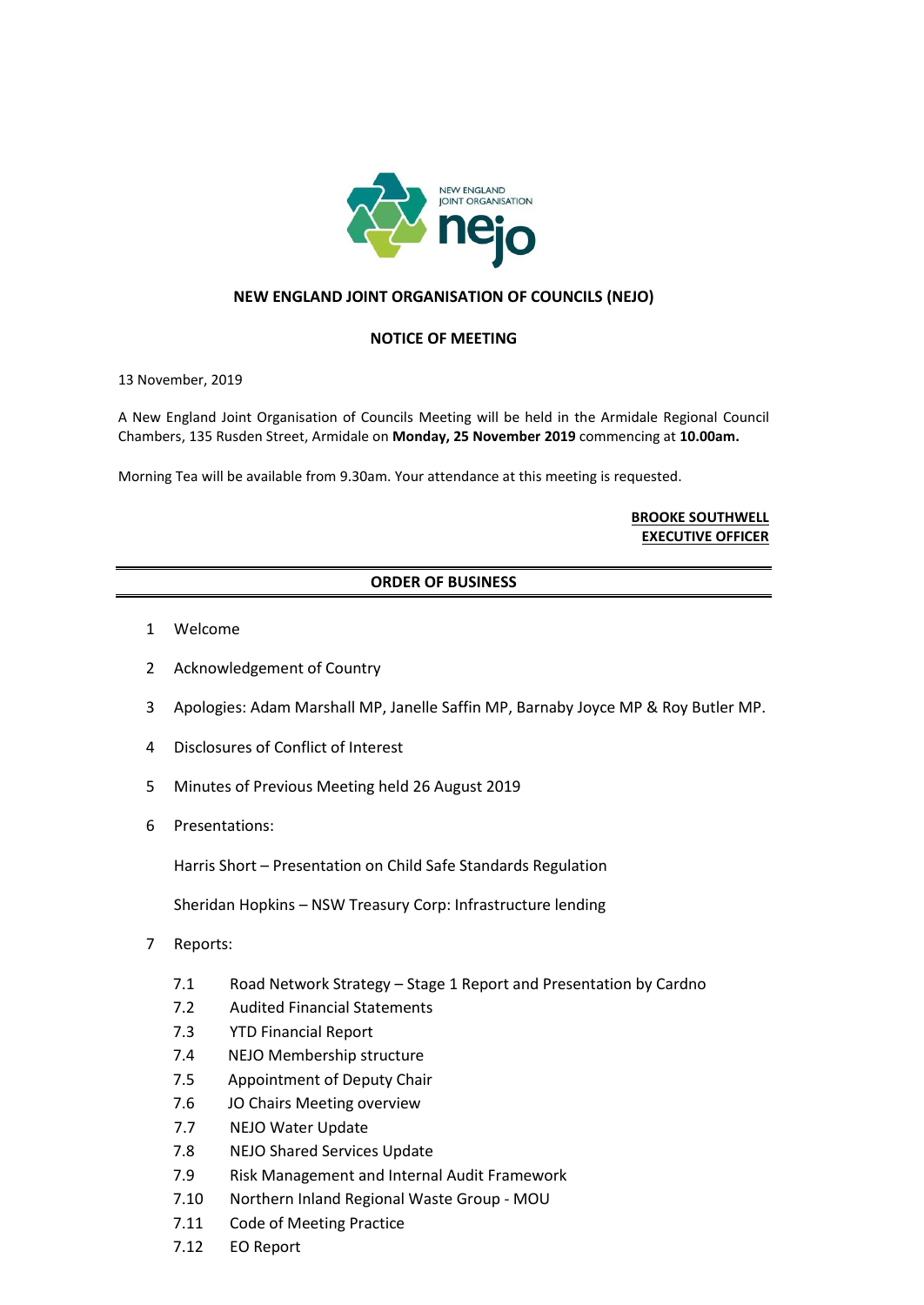NEW ENGLAND JOINT ORGANISATION

nejo

# NEW ENGLAND JOINT ORGANISATION OF COUNCILS (NEJO)

## NOTICE OF MEETING

13 November, 2019

A New England Joint Organisation of Councils Meeting will be held in the Armidale Regional Council Chambers, 135 Rusden Street, Armidale on **Monday, 25 November 2019** commencing at **10.00am.**

Morning Tea will be available from 9.30am. Your attendance at this meeting is requested.

**BROOKE SOUTHWELL**
**EXECUTIVE OFFICER**

## ORDER OF BUSINESS

1. Welcome
2. Acknowledgement of Country
3. Apologies: Adam Marshall MP, Janelle Saffin MP, Barnaby Joyce MP & Roy Butler MP.
4. Disclosures of Conflict of Interest
5. Minutes of Previous Meeting held 26 August 2019
6. Presentations:

   Harris Short – Presentation on Child Safe Standards Regulation

   Sheridan Hopkins – NSW Treasury Corp: Infrastructure lending

7. Reports:

   7.1 Road Network Strategy – Stage 1 Report and Presentation by Cardno
   7.2 Audited Financial Statements
   7.3 YTD Financial Report
   7.4 NEJO Membership structure
   7.5 Appointment of Deputy Chair
   7.6 JO Chairs Meeting overview
   7.7 NEJO Water Update
   7.8 NEJO Shared Services Update
   7.9 Risk Management and Internal Audit Framework
   7.10 Northern Inland Regional Waste Group - MOU
   7.11 Code of Meeting Practice
   7.12 EO Report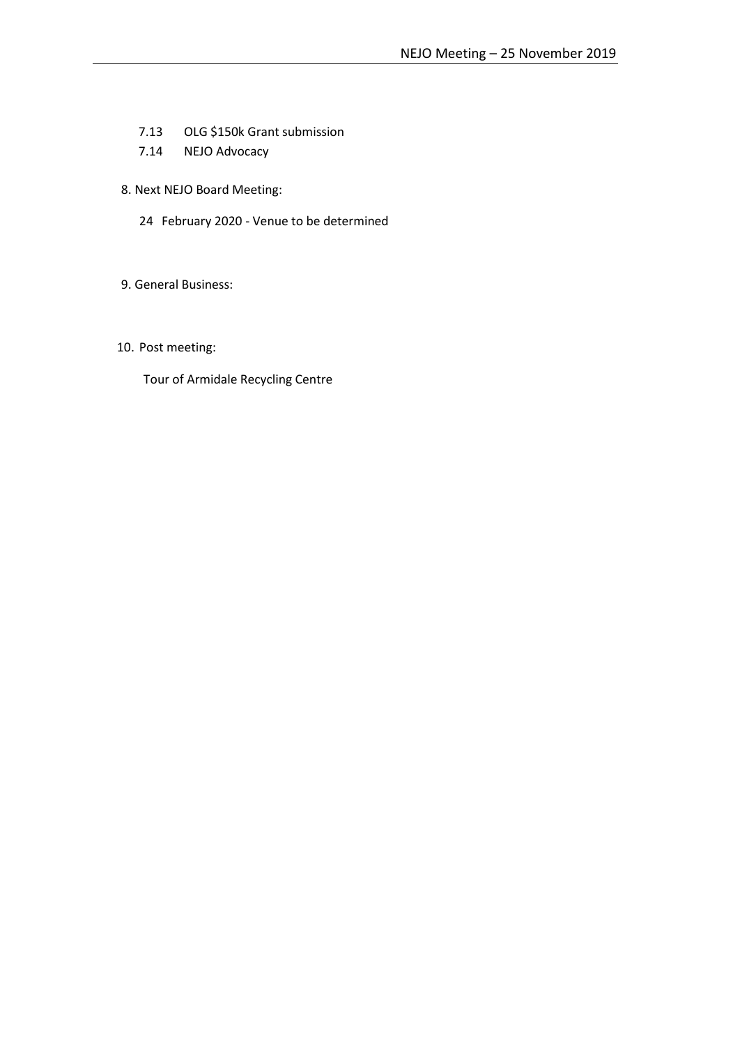7.13 OLG $150k Grant submission

7.14 NEJO Advocacy

8. Next NEJO Board Meeting:

   24 February 2020 - Venue to be determined

9. General Business:

10. Post meeting:

    Tour of Armidale Recycling Centre